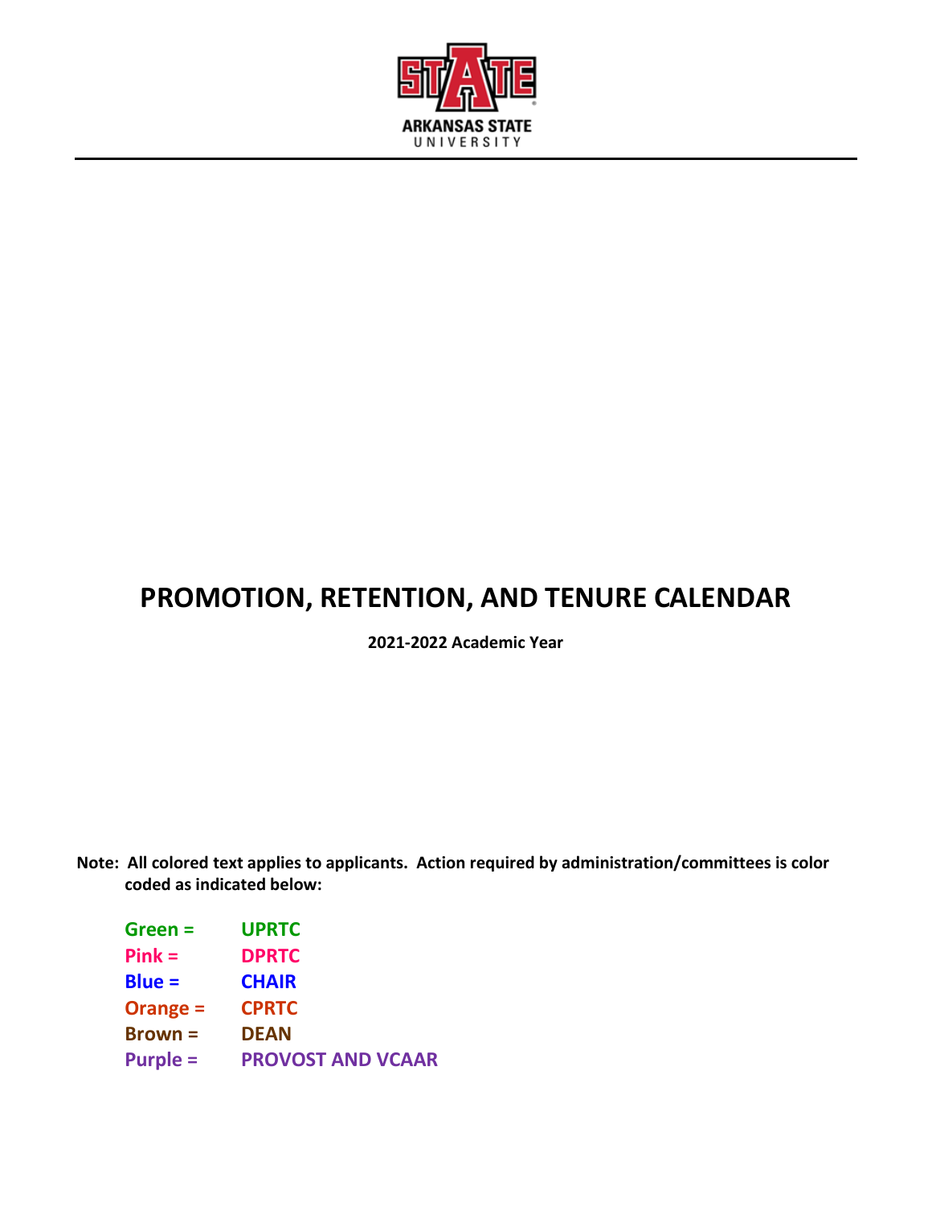# PROMOTION, RETENTION, AND TENURE CALENDAR

**2021-2022 Academic Year**

**Note: All colored text applies to applicants. Action required by administration/committees is color coded as indicated below:**

| | |
|---|---|
| **Green =** | **UPRTC** |
| **Pink =** | **DPRTC** |
| **Blue =** | **CHAIR** |
| **Orange =** | **CPRTC** |
| **Brown =** | **DEAN** |
| **Purple =** | **PROVOST AND VCAAR** |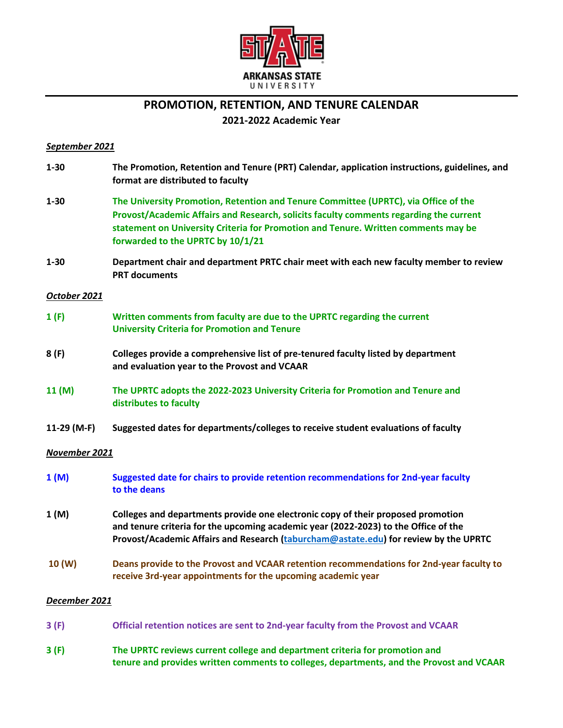ARKANSAS STATE UNIVERSITY

## PROMOTION, RETENTION, AND TENURE CALENDAR

### 2021-2022 Academic Year

***September 2021***

**1-30** **The Promotion, Retention and Tenure (PRT) Calendar, application instructions, guidelines, and format are distributed to faculty**

**1-30** **The University Promotion, Retention and Tenure Committee (UPRTC), via Office of the Provost/Academic Affairs and Research, solicits faculty comments regarding the current statement on University Criteria for Promotion and Tenure. Written comments may be forwarded to the UPRTC by 10/1/21**

**1-30** **Department chair and department PRTC chair meet with each new faculty member to review PRT documents**

***October 2021***

**1 (F)** **Written comments from faculty are due to the UPRTC regarding the current University Criteria for Promotion and Tenure**

**8 (F)** **Colleges provide a comprehensive list of pre-tenured faculty listed by department and evaluation year to the Provost and VCAAR**

**11 (M)** **The UPRTC adopts the 2022-2023 University Criteria for Promotion and Tenure and distributes to faculty**

**11-29 (M-F)** **Suggested dates for departments/colleges to receive student evaluations of faculty**

***November 2021***

**1 (M)** **Suggested date for chairs to provide retention recommendations for 2nd-year faculty to the deans**

**1 (M)** **Colleges and departments provide one electronic copy of their proposed promotion and tenure criteria for the upcoming academic year (2022-2023) to the Office of the Provost/Academic Affairs and Research (taburcham@astate.edu) for review by the UPRTC**

**10 (W)** **Deans provide to the Provost and VCAAR retention recommendations for 2nd-year faculty to receive 3rd-year appointments for the upcoming academic year**

***December 2021***

**3 (F)** **Official retention notices are sent to 2nd-year faculty from the Provost and VCAAR**

**3 (F)** **The UPRTC reviews current college and department criteria for promotion and tenure and provides written comments to colleges, departments, and the Provost and VCAAR**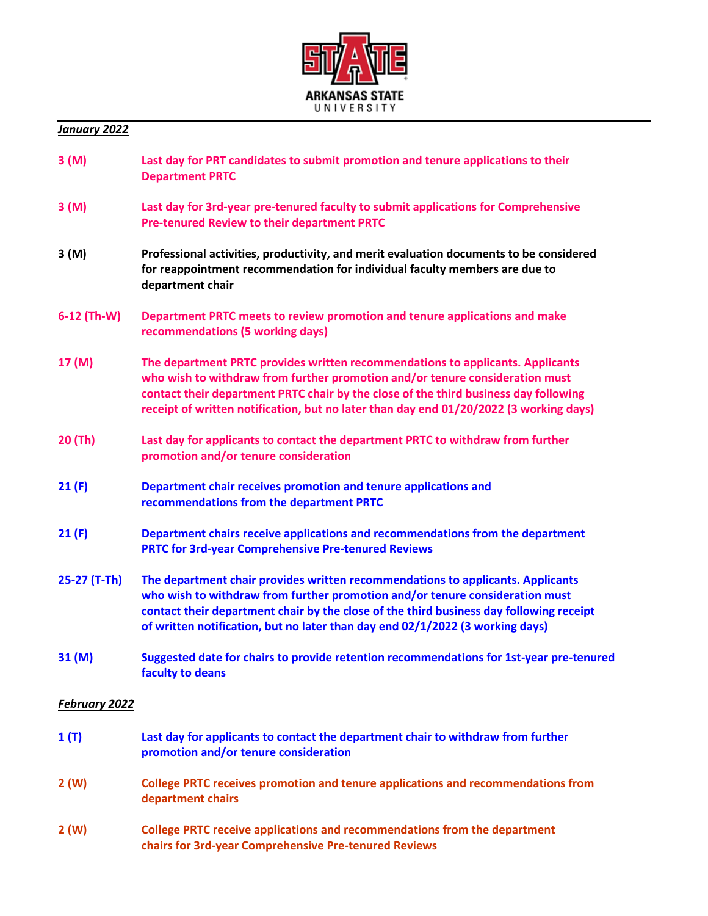*January 2022*

**3 (M)** **Last day for PRT candidates to submit promotion and tenure applications to their Department PRTC**

**3 (M)** **Last day for 3rd-year pre-tenured faculty to submit applications for Comprehensive Pre-tenured Review to their department PRTC**

**3 (M)** **Professional activities, productivity, and merit evaluation documents to be considered for reappointment recommendation for individual faculty members are due to department chair**

**6-12 (Th-W)** **Department PRTC meets to review promotion and tenure applications and make recommendations (5 working days)**

**17 (M)** **The department PRTC provides written recommendations to applicants. Applicants who wish to withdraw from further promotion and/or tenure consideration must contact their department PRTC chair by the close of the third business day following receipt of written notification, but no later than day end 01/20/2022 (3 working days)**

**20 (Th)** **Last day for applicants to contact the department PRTC to withdraw from further promotion and/or tenure consideration**

**21 (F)** **Department chair receives promotion and tenure applications and recommendations from the department PRTC**

**21 (F)** **Department chairs receive applications and recommendations from the department PRTC for 3rd-year Comprehensive Pre-tenured Reviews**

**25-27 (T-Th)** **The department chair provides written recommendations to applicants. Applicants who wish to withdraw from further promotion and/or tenure consideration must contact their department chair by the close of the third business day following receipt of written notification, but no later than day end 02/1/2022 (3 working days)**

**31 (M)** **Suggested date for chairs to provide retention recommendations for 1st-year pre-tenured faculty to deans**

*February 2022*

**1 (T)** **Last day for applicants to contact the department chair to withdraw from further promotion and/or tenure consideration**

**2 (W)** **College PRTC receives promotion and tenure applications and recommendations from department chairs**

**2 (W)** **College PRTC receive applications and recommendations from the department chairs for 3rd-year Comprehensive Pre-tenured Reviews**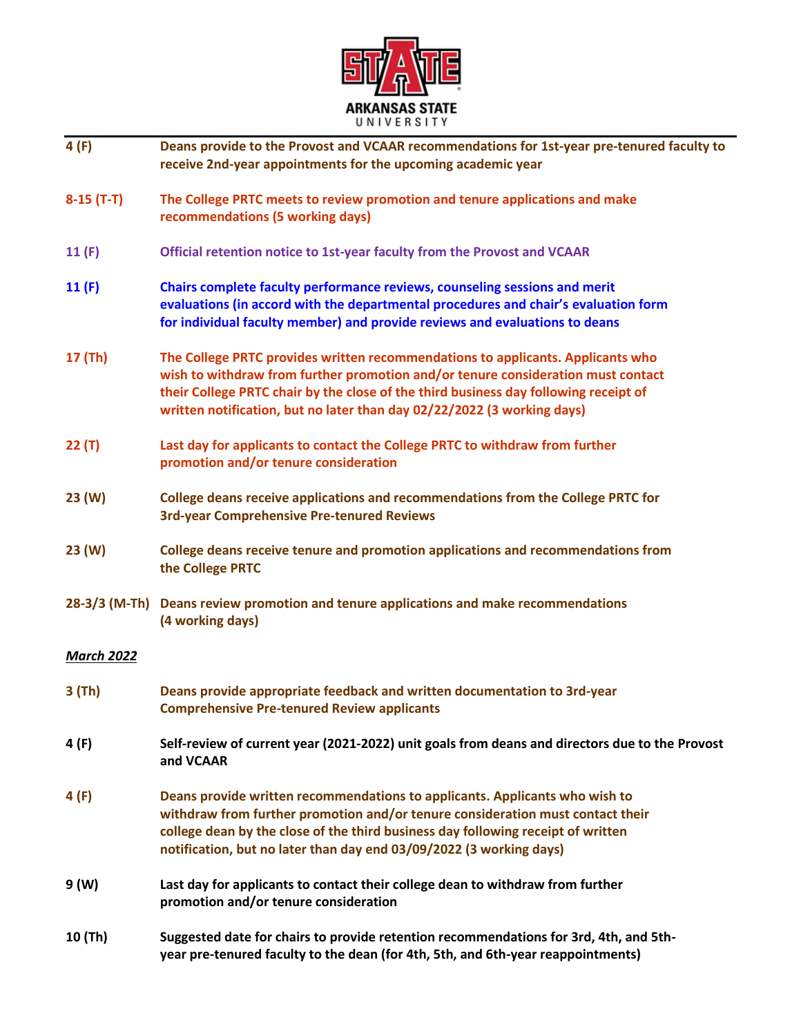**4 (F)** **Deans provide to the Provost and VCAAR recommendations for 1st-year pre-tenured faculty to receive 2nd-year appointments for the upcoming academic year**

**8-15 (T-T)** **The College PRTC meets to review promotion and tenure applications and make recommendations (5 working days)**

**11 (F)** **Official retention notice to 1st-year faculty from the Provost and VCAAR**

**11 (F)** **Chairs complete faculty performance reviews, counseling sessions and merit evaluations (in accord with the departmental procedures and chair's evaluation form for individual faculty member) and provide reviews and evaluations to deans**

**17 (Th)** **The College PRTC provides written recommendations to applicants. Applicants who wish to withdraw from further promotion and/or tenure consideration must contact their College PRTC chair by the close of the third business day following receipt of written notification, but no later than day 02/22/2022 (3 working days)**

**22 (T)** **Last day for applicants to contact the College PRTC to withdraw from further promotion and/or tenure consideration**

**23 (W)** **College deans receive applications and recommendations from the College PRTC for 3rd-year Comprehensive Pre-tenured Reviews**

**23 (W)** **College deans receive tenure and promotion applications and recommendations from the College PRTC**

**28-3/3 (M-Th)** **Deans review promotion and tenure applications and make recommendations (4 working days)**

***March 2022***

**3 (Th)** **Deans provide appropriate feedback and written documentation to 3rd-year Comprehensive Pre-tenured Review applicants**

**4 (F)** **Self-review of current year (2021-2022) unit goals from deans and directors due to the Provost and VCAAR**

**4 (F)** **Deans provide written recommendations to applicants. Applicants who wish to withdraw from further promotion and/or tenure consideration must contact their college dean by the close of the third business day following receipt of written notification, but no later than day end 03/09/2022 (3 working days)**

**9 (W)** **Last day for applicants to contact their college dean to withdraw from further promotion and/or tenure consideration**

**10 (Th)** **Suggested date for chairs to provide retention recommendations for 3rd, 4th, and 5th-year pre-tenured faculty to the dean (for 4th, 5th, and 6th-year reappointments)**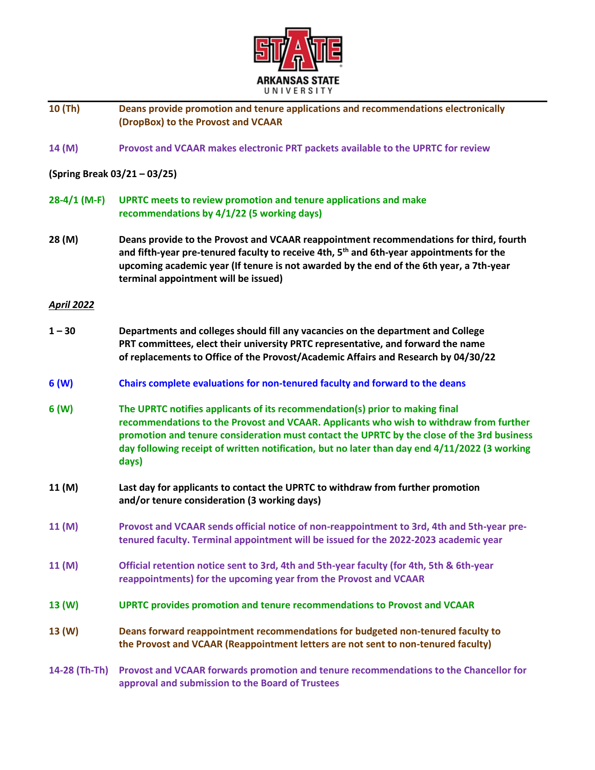**10 (Th)** Deans provide promotion and tenure applications and recommendations electronically (DropBox) to the Provost and VCAAR

**14 (M)** Provost and VCAAR makes electronic PRT packets available to the UPRTC for review

**(Spring Break 03/21 – 03/25)**

**28-4/1 (M-F)** UPRTC meets to review promotion and tenure applications and make recommendations by 4/1/22 (5 working days)

**28 (M)** Deans provide to the Provost and VCAAR reappointment recommendations for third, fourth and fifth-year pre-tenured faculty to receive 4th, 5th and 6th-year appointments for the upcoming academic year (If tenure is not awarded by the end of the 6th year, a 7th-year terminal appointment will be issued)

***April 2022***

**1 – 30** Departments and colleges should fill any vacancies on the department and College PRT committees, elect their university PRTC representative, and forward the name of replacements to Office of the Provost/Academic Affairs and Research by 04/30/22

**6 (W)** Chairs complete evaluations for non-tenured faculty and forward to the deans

**6 (W)** The UPRTC notifies applicants of its recommendation(s) prior to making final recommendations to the Provost and VCAAR. Applicants who wish to withdraw from further promotion and tenure consideration must contact the UPRTC by the close of the 3rd business day following receipt of written notification, but no later than day end 4/11/2022 (3 working days)

**11 (M)** Last day for applicants to contact the UPRTC to withdraw from further promotion and/or tenure consideration (3 working days)

**11 (M)** Provost and VCAAR sends official notice of non-reappointment to 3rd, 4th and 5th-year pre-tenured faculty. Terminal appointment will be issued for the 2022-2023 academic year

**11 (M)** Official retention notice sent to 3rd, 4th and 5th-year faculty (for 4th, 5th & 6th-year reappointments) for the upcoming year from the Provost and VCAAR

**13 (W)** UPRTC provides promotion and tenure recommendations to Provost and VCAAR

**13 (W)** Deans forward reappointment recommendations for budgeted non-tenured faculty to the Provost and VCAAR (Reappointment letters are not sent to non-tenured faculty)

**14-28 (Th-Th)** Provost and VCAAR forwards promotion and tenure recommendations to the Chancellor for approval and submission to the Board of Trustees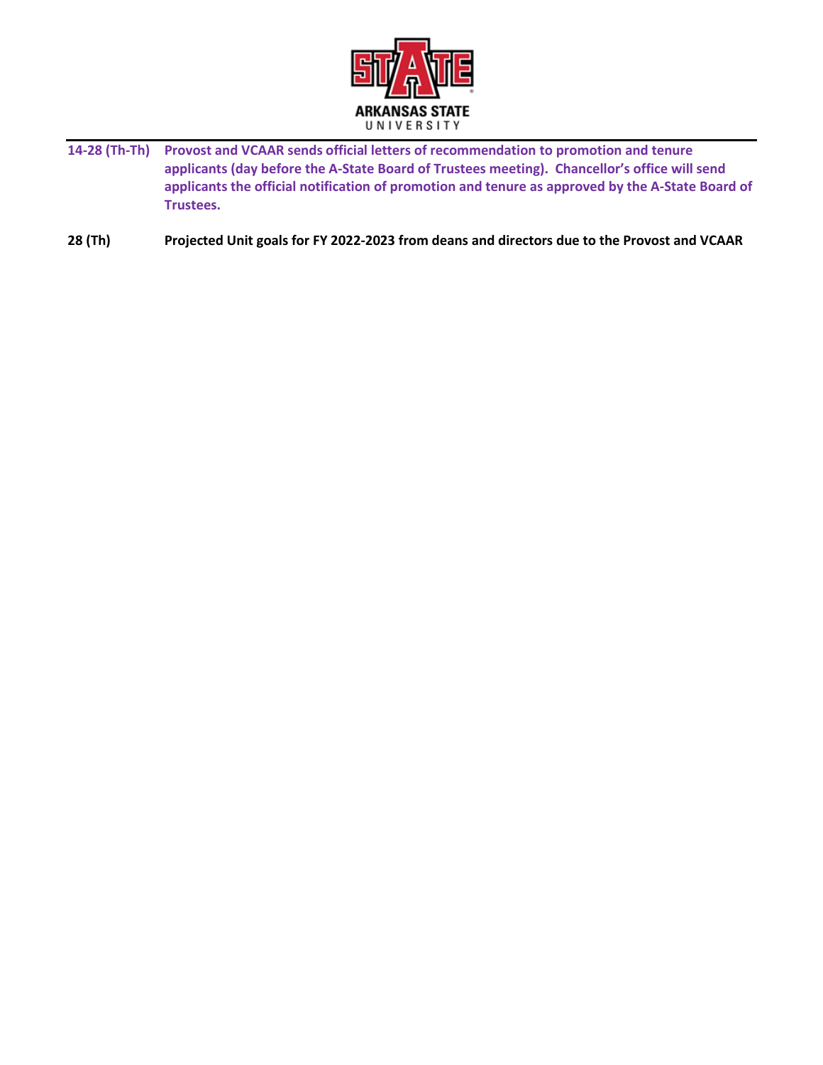**14-28 (Th-Th)** **Provost and VCAAR sends official letters of recommendation to promotion and tenure applicants (day before the A-State Board of Trustees meeting). Chancellor's office will send applicants the official notification of promotion and tenure as approved by the A-State Board of Trustees.**

**28 (Th)** **Projected Unit goals for FY 2022-2023 from deans and directors due to the Provost and VCAAR**